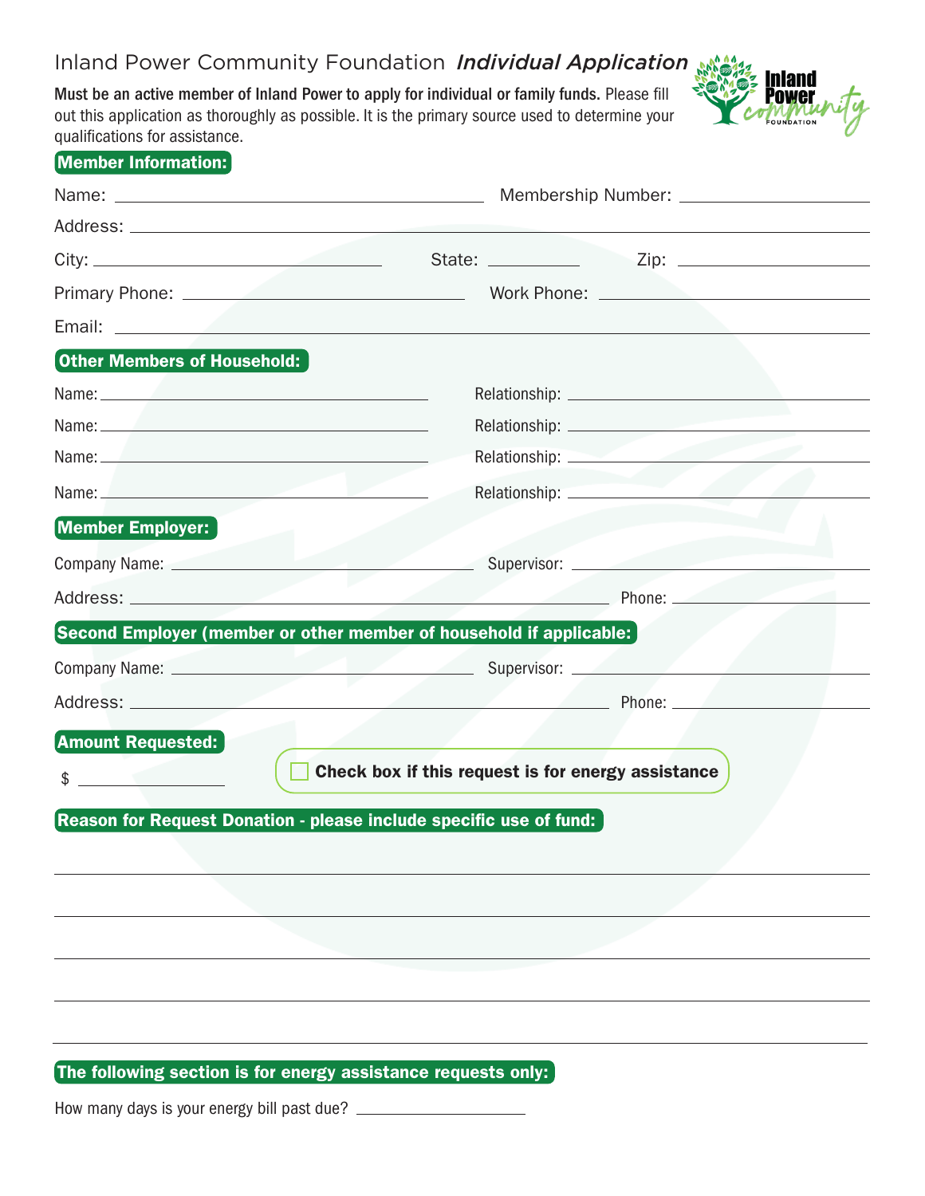# Inland Power Community Foundation *Individual Application*

**Must be an active member of Inland Power to apply for individual or family funds.** Please fill out this application as thoroughly as possible. It is the primary source used to determine your qualifications for assistance.

## Member Information:

Name: ______________________ Membership Number: ______________________

Address: ______________________

City: ______________________ State: __________ Zip: ______________________

Primary Phone: ______________________ Work Phone: ______________________

Email: ______________________

## Other Members of Household:

Name: ______________________ Relationship: ______________________

Name: ______________________ Relationship: ______________________

Name: ______________________ Relationship: ______________________

Name: ______________________ Relationship: ______________________

## Member Employer:

Company Name: ______________________ Supervisor: ______________________

Address: ______________________ Phone: ______________________

## Second Employer (member or other member of household if applicable:

Company Name: ______________________ Supervisor: ______________________

Address: ______________________ Phone: ______________________

## Amount Requested:

$ ______________

☐ **Check box if this request is for energy assistance**

## Reason for Request Donation - please include specific use of fund:

______________________

______________________

______________________

______________________

______________________

## The following section is for energy assistance requests only:

How many days is your energy bill past due? ______________________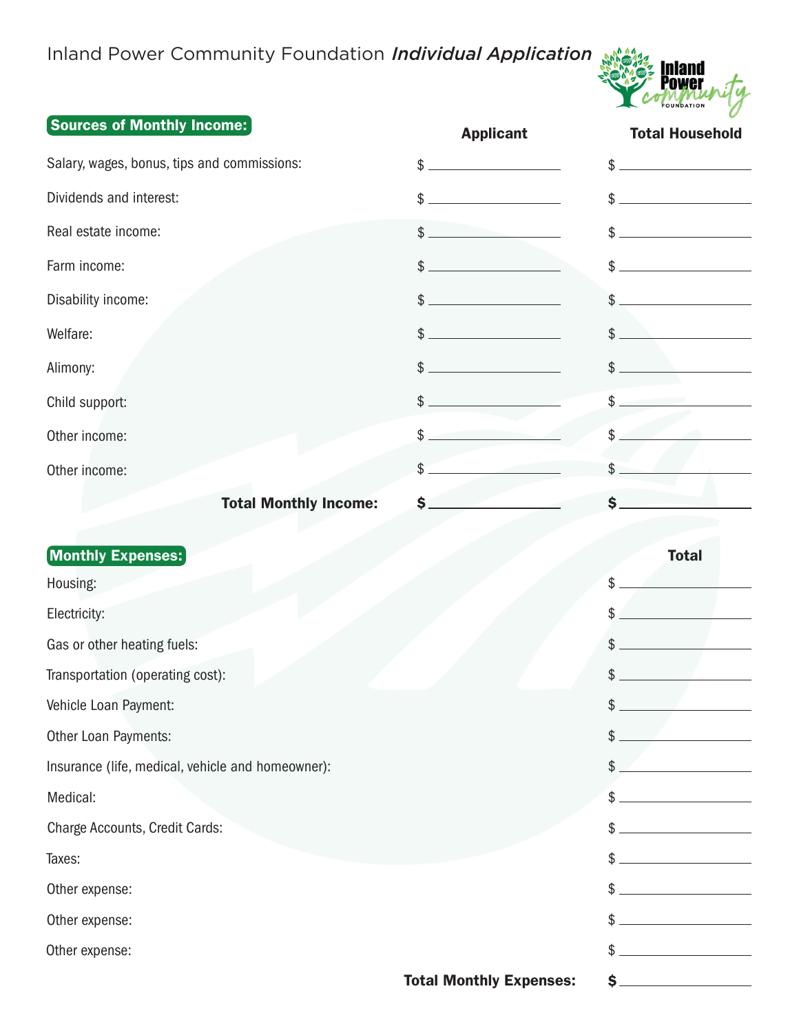Inland Power Community Foundation *Individual Application*

## Sources of Monthly Income:

| | Applicant | Total Household |
|---|---|---|
| Salary, wages, bonus, tips and commissions: | $ ____________ | $ ____________ |
| Dividends and interest: | $ ____________ | $ ____________ |
| Real estate income: | $ ____________ | $ ____________ |
| Farm income: | $ ____________ | $ ____________ |
| Disability income: | $ ____________ | $ ____________ |
| Welfare: | $ ____________ | $ ____________ |
| Alimony: | $ ____________ | $ ____________ |
| Child support: | $ ____________ | $ ____________ |
| Other income: | $ ____________ | $ ____________ |
| Other income: | $ ____________ | $ ____________ |
| **Total Monthly Income:** | **$** ____________ | **$** ____________ |

## Monthly Expenses:

| | Total |
|---|---|
| Housing: | $ ____________ |
| Electricity: | $ ____________ |
| Gas or other heating fuels: | $ ____________ |
| Transportation (operating cost): | $ ____________ |
| Vehicle Loan Payment: | $ ____________ |
| Other Loan Payments: | $ ____________ |
| Insurance (life, medical, vehicle and homeowner): | $ ____________ |
| Medical: | $ ____________ |
| Charge Accounts, Credit Cards: | $ ____________ |
| Taxes: | $ ____________ |
| Other expense: | $ ____________ |
| Other expense: | $ ____________ |
| Other expense: | $ ____________ |
| **Total Monthly Expenses:** | **$** ____________ |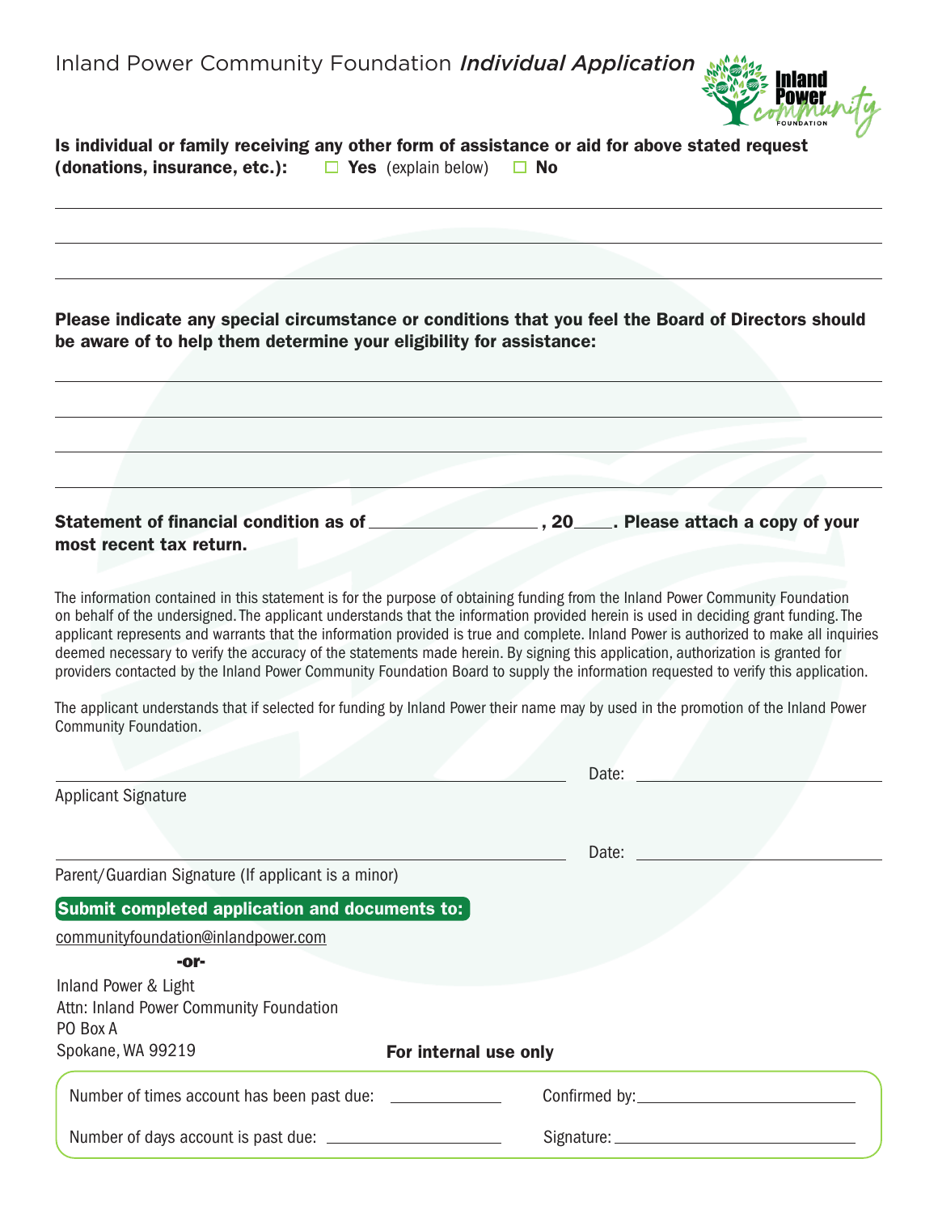# Inland Power Community Foundation *Individual Application*

**Is individual or family receiving any other form of assistance or aid for above stated request (donations, insurance, etc.):** ☐ **Yes** (explain below) ☐ **No**

_______________________________________________

_______________________________________________

_______________________________________________

**Please indicate any special circumstance or conditions that you feel the Board of Directors should be aware of to help them determine your eligibility for assistance:**

_______________________________________________

_______________________________________________

_______________________________________________

_______________________________________________

**Statement of financial condition as of ________________, 20____. Please attach a copy of your most recent tax return.**

The information contained in this statement is for the purpose of obtaining funding from the Inland Power Community Foundation on behalf of the undersigned. The applicant understands that the information provided herein is used in deciding grant funding. The applicant represents and warrants that the information provided is true and complete. Inland Power is authorized to make all inquiries deemed necessary to verify the accuracy of the statements made herein. By signing this application, authorization is granted for providers contacted by the Inland Power Community Foundation Board to supply the information requested to verify this application.

The applicant understands that if selected for funding by Inland Power their name may by used in the promotion of the Inland Power Community Foundation.

_______________________________________________ Date: ____________________

Applicant Signature

_______________________________________________ Date: ____________________

Parent/Guardian Signature (If applicant is a minor)

**Submit completed application and documents to:**

communityfoundation@inlandpower.com

**-or-**

Inland Power & Light
Attn: Inland Power Community Foundation
PO Box A
Spokane, WA 99219

**For internal use only**

Number of times account has been past due: ____________ Confirmed by: ____________________

Number of days account is past due: ____________ Signature: ____________________